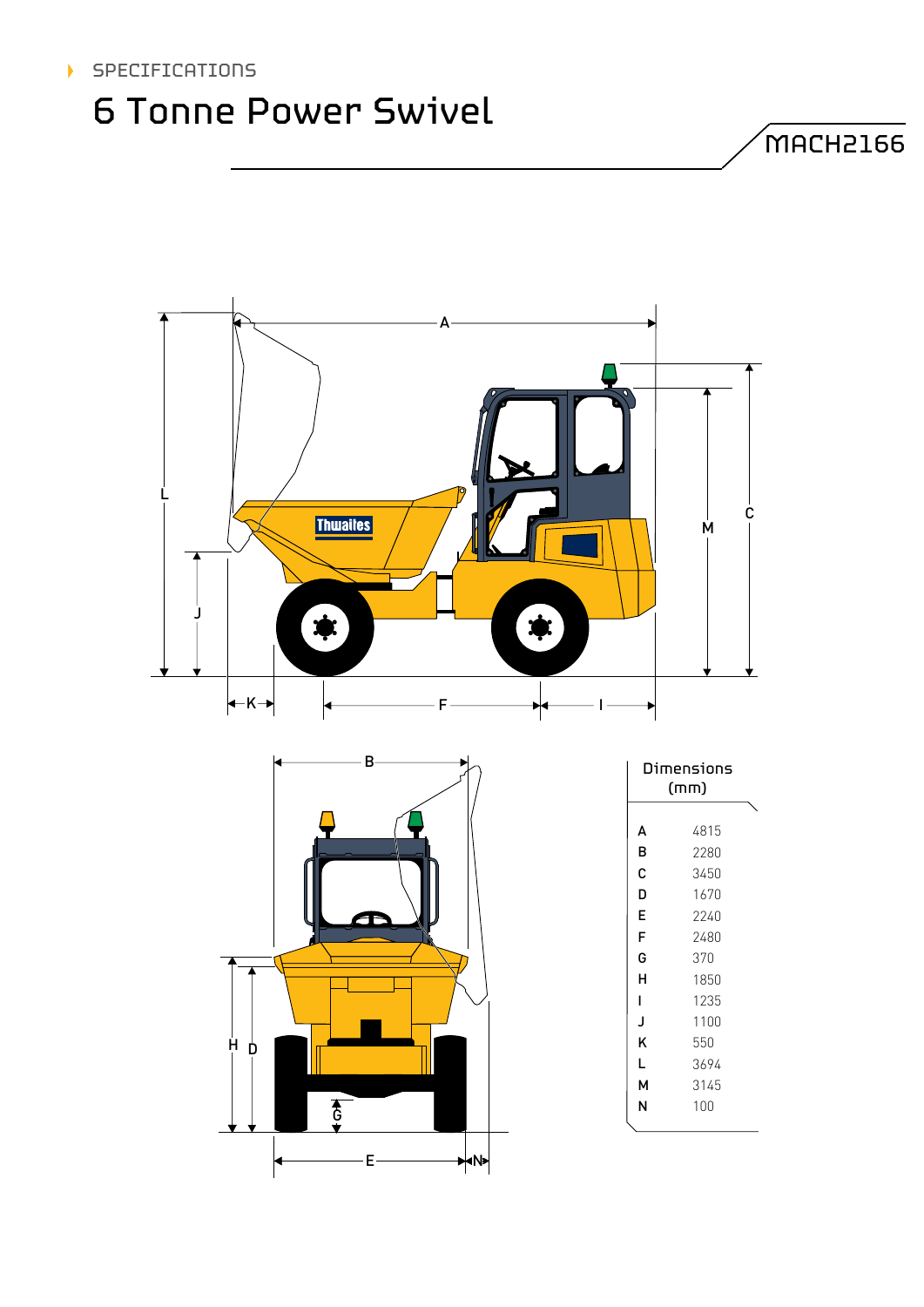SPECIFICATIONS

# 6 Tonne Power Swivel

MACH2166

| Dimensions (mm) | |
|---|---|
| A | 4815 |
| B | 2280 |
| C | 3450 |
| D | 1670 |
| E | 2240 |
| F | 2480 |
| G | 370 |
| H | 1850 |
| I | 1235 |
| J | 1100 |
| K | 550 |
| L | 3694 |
| M | 3145 |
| N | 100 |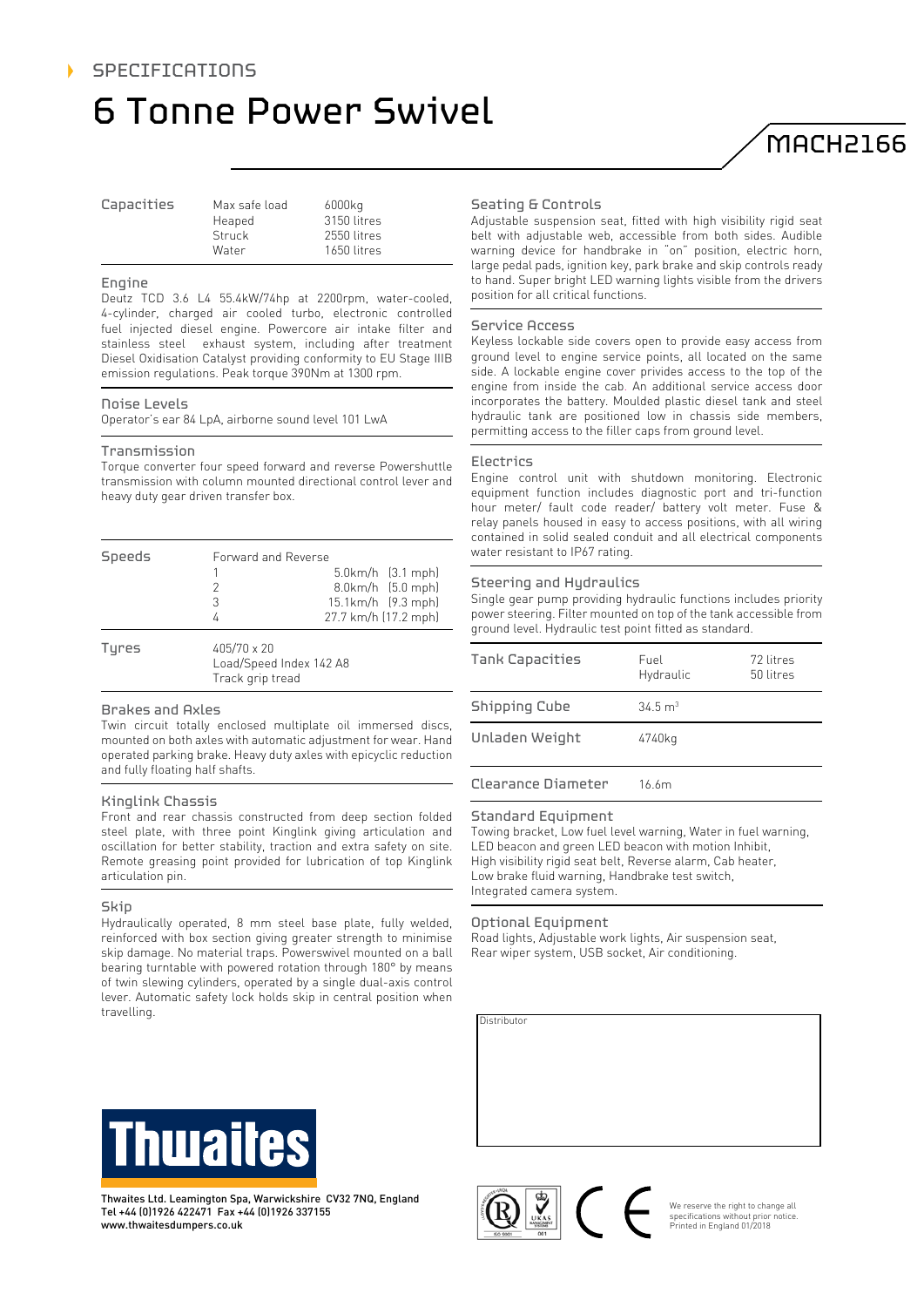SPECIFICATIONS

# 6 Tonne Power Swivel

MACH2166

## Capacities

| | | |
|---|---|---|
| Capacities | Max safe load | 6000kg |
| | Heaped | 3150 litres |
| | Struck | 2550 litres |
| | Water | 1650 litres |

### Engine

Deutz TCD 3.6 L4 55.4kW/74hp at 2200rpm, water-cooled, 4-cylinder, charged air cooled turbo, electronic controlled fuel injected diesel engine. Powercore air intake filter and stainless steel exhaust system, including after treatment Diesel Oxidisation Catalyst providing conformity to EU Stage IIIB emission regulations. Peak torque 390Nm at 1300 rpm.

### Noise Levels

Operator's ear 84 LpA, airborne sound level 101 LwA

### Transmission

Torque converter four speed forward and reverse Powershuttle transmission with column mounted directional control lever and heavy duty gear driven transfer box.

| | | |
|---|---|---|
| Speeds | Forward and Reverse | |
| | 1 | 5.0km/h (3.1 mph) |
| | 2 | 8.0km/h (5.0 mph) |
| | 3 | 15.1km/h (9.3 mph) |
| | 4 | 27.7 km/h (17.2 mph) |
| Tyres | 405/70 x 20<br>Load/Speed Index 142 A8<br>Track grip tread | |

### Brakes and Axles

Twin circuit totally enclosed multiplate oil immersed discs, mounted on both axles with automatic adjustment for wear. Hand operated parking brake. Heavy duty axles with epicyclic reduction and fully floating half shafts.

### Kinglink Chassis

Front and rear chassis constructed from deep section folded steel plate, with three point Kinglink giving articulation and oscillation for better stability, traction and extra safety on site. Remote greasing point provided for lubrication of top Kinglink articulation pin.

### Skip

Hydraulically operated, 8 mm steel base plate, fully welded, reinforced with box section giving greater strength to minimise skip damage. No material traps. Powerswivel mounted on a ball bearing turntable with powered rotation through 180° by means of twin slewing cylinders, operated by a single dual-axis control lever. Automatic safety lock holds skip in central position when travelling.

### Seating & Controls

Adjustable suspension seat, fitted with high visibility rigid seat belt with adjustable web, accessible from both sides. Audible warning device for handbrake in "on" position, electric horn, large pedal pads, ignition key, park brake and skip controls ready to hand. Super bright LED warning lights visible from the drivers position for all critical functions.

### Service Access

Keyless lockable side covers open to provide easy access from ground level to engine service points, all located on the same side. A lockable engine cover privides access to the top of the engine from inside the cab. An additional service access door incorporates the battery. Moulded plastic diesel tank and steel hydraulic tank are positioned low in chassis side members, permitting access to the filler caps from ground level.

### Electrics

Engine control unit with shutdown monitoring. Electronic equipment function includes diagnostic port and tri-function hour meter/ fault code reader/ battery volt meter. Fuse & relay panels housed in easy to access positions, with all wiring contained in solid sealed conduit and all electrical components water resistant to IP67 rating.

### Steering and Hydraulics

Single gear pump providing hydraulic functions includes priority power steering. Filter mounted on top of the tank accessible from ground level. Hydraulic test point fitted as standard.

| | | |
|---|---|---|
| Tank Capacities | Fuel | 72 litres |
| | Hydraulic | 50 litres |
| Shipping Cube | $34.5\ m^3$ | |
| Unladen Weight | 4740kg | |
| Clearance Diameter | 16.6m | |

### Standard Equipment

Towing bracket, Low fuel level warning, Water in fuel warning, LED beacon and green LED beacon with motion Inhibit, High visibility rigid seat belt, Reverse alarm, Cab heater, Low brake fluid warning, Handbrake test switch, Integrated camera system.

### Optional Equipment

Road lights, Adjustable work lights, Air suspension seat, Rear wiper system, USB socket, Air conditioning.

Distributor

Thwaites

Thwaites Ltd. Leamington Spa, Warwickshire CV32 7NQ, England
Tel +44 (0)1926 422471 Fax +44 (0)1926 337155
www.thwaitesdumpers.co.uk

We reserve the right to change all specifications without prior notice.
Printed in England 01/2018